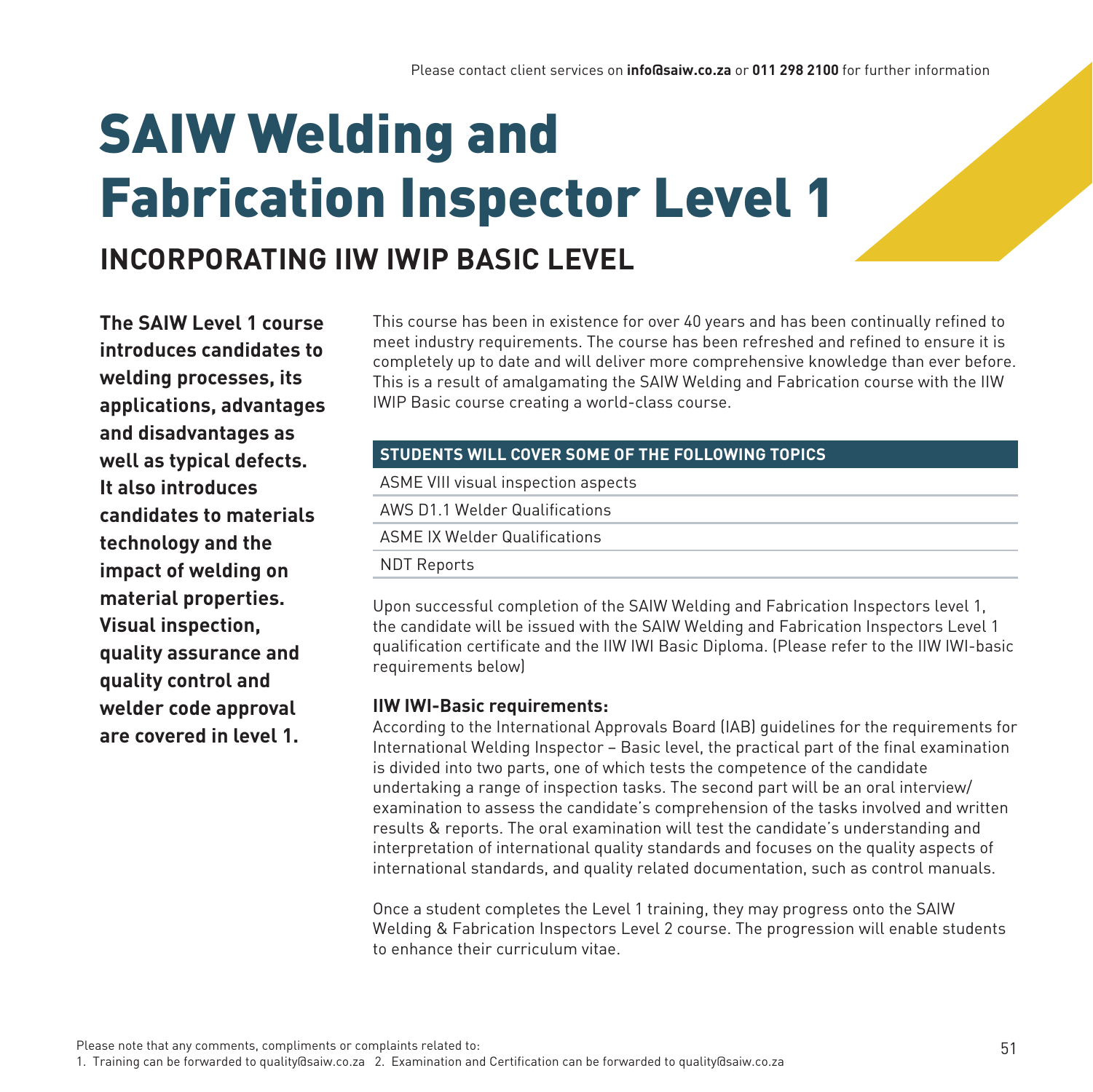Please contact client services on **info@saiw.co.za** or **011 298 2100** for further information

# SAIW Welding and Fabrication Inspector Level 1

## INCORPORATING IIW IWIP BASIC LEVEL

**The SAIW Level 1 course introduces candidates to welding processes, its applications, advantages and disadvantages as well as typical defects. It also introduces candidates to materials technology and the impact of welding on material properties. Visual inspection, quality assurance and quality control and welder code approval are covered in level 1.**

This course has been in existence for over 40 years and has been continually refined to meet industry requirements. The course has been refreshed and refined to ensure it is completely up to date and will deliver more comprehensive knowledge than ever before. This is a result of amalgamating the SAIW Welding and Fabrication course with the IIW IWIP Basic course creating a world-class course.

| STUDENTS WILL COVER SOME OF THE FOLLOWING TOPICS |
|---|
| ASME VIII visual inspection aspects |
| AWS D1.1 Welder Qualifications |
| ASME IX Welder Qualifications |
| NDT Reports |

Upon successful completion of the SAIW Welding and Fabrication Inspectors level 1, the candidate will be issued with the SAIW Welding and Fabrication Inspectors Level 1 qualification certificate and the IIW IWI Basic Diploma. (Please refer to the IIW IWI-basic requirements below)

**IIW IWI-Basic requirements:**

According to the International Approvals Board (IAB) guidelines for the requirements for International Welding Inspector – Basic level, the practical part of the final examination is divided into two parts, one of which tests the competence of the candidate undertaking a range of inspection tasks. The second part will be an oral interview/ examination to assess the candidate's comprehension of the tasks involved and written results & reports. The oral examination will test the candidate's understanding and interpretation of international quality standards and focuses on the quality aspects of international standards, and quality related documentation, such as control manuals.

Once a student completes the Level 1 training, they may progress onto the SAIW Welding & Fabrication Inspectors Level 2 course. The progression will enable students to enhance their curriculum vitae.

Please note that any comments, compliments or complaints related to:
1. Training can be forwarded to quality@saiw.co.za 2. Examination and Certification can be forwarded to quality@saiw.co.za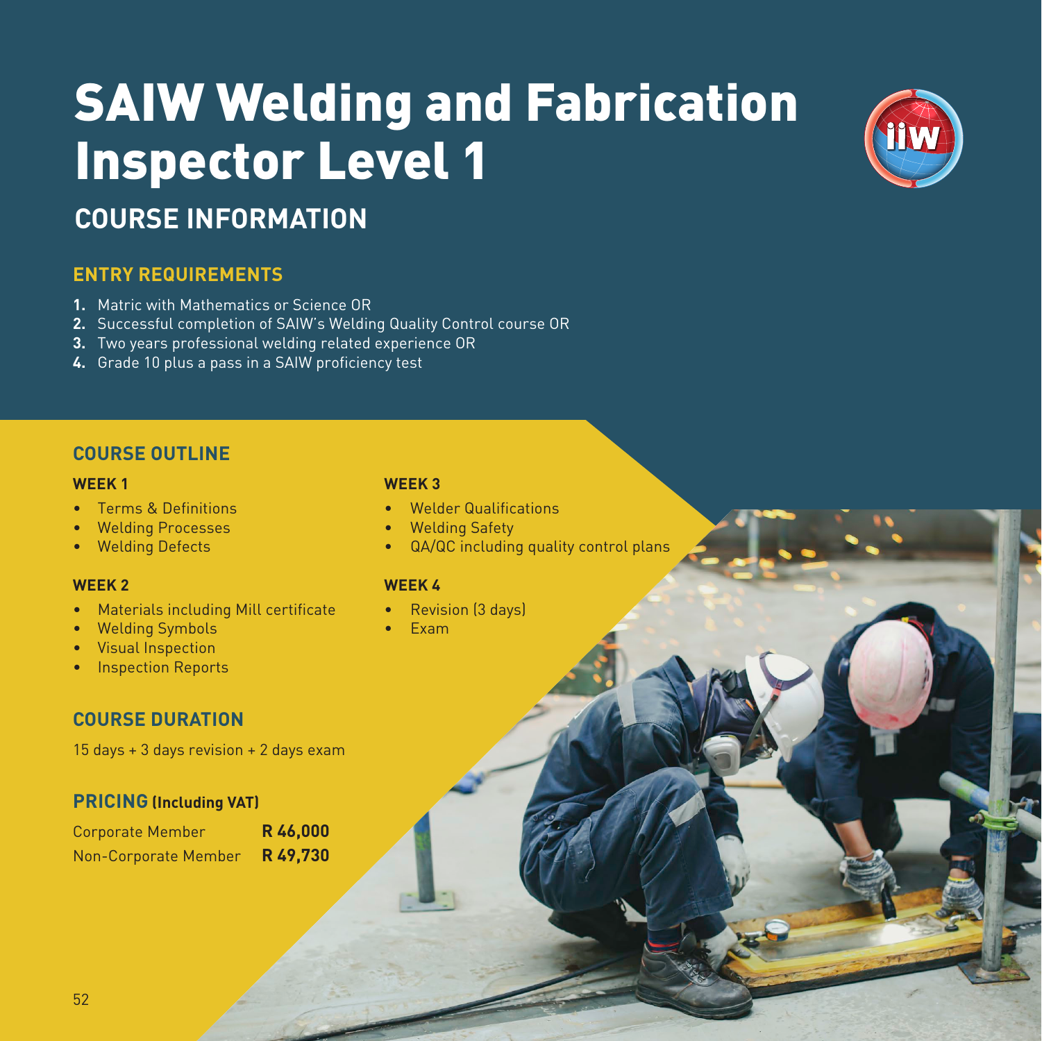# SAIW Welding and Fabrication Inspector Level 1

## COURSE INFORMATION

### ENTRY REQUIREMENTS

1. Matric with Mathematics or Science OR
2. Successful completion of SAIW's Welding Quality Control course OR
3. Two years professional welding related experience OR
4. Grade 10 plus a pass in a SAIW proficiency test

### COURSE OUTLINE

**WEEK 1**

- Terms & Definitions
- Welding Processes
- Welding Defects

**WEEK 2**

- Materials including Mill certificate
- Welding Symbols
- Visual Inspection
- Inspection Reports

**WEEK 3**

- Welder Qualifications
- Welding Safety
- QA/QC including quality control plans

**WEEK 4**

- Revision (3 days)
- Exam

### COURSE DURATION

15 days + 3 days revision + 2 days exam

### PRICING (Including VAT)

| | |
|---|---|
| Corporate Member | **R 46,000** |
| Non-Corporate Member | **R 49,730** |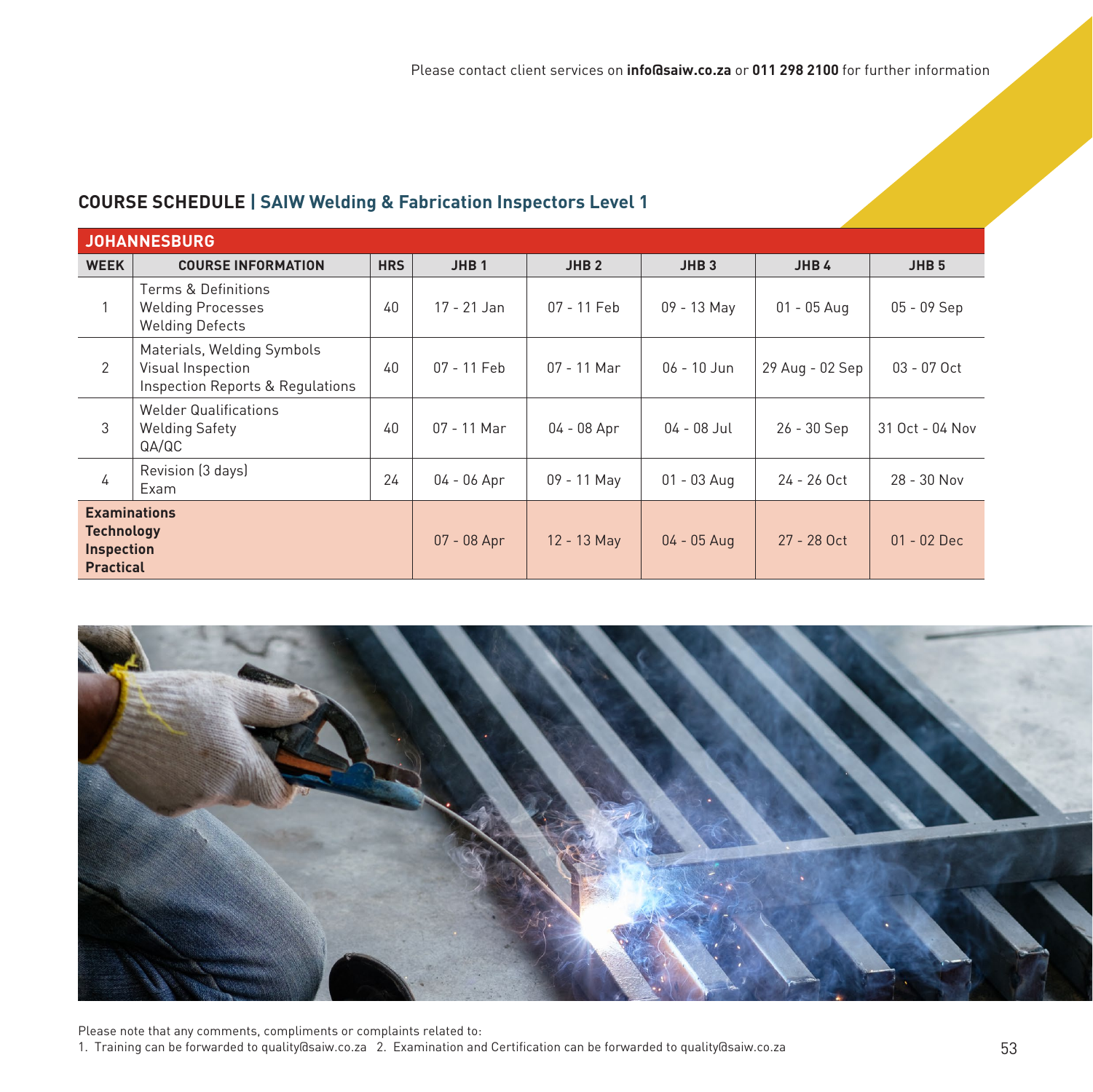Please contact client services on **info@saiw.co.za** or **011 298 2100** for further information

## COURSE SCHEDULE | SAIW Welding & Fabrication Inspectors Level 1

| JOHANNESBURG | | | | | | | |
|---|---|---|---|---|---|---|---|
| **WEEK** | **COURSE INFORMATION** | **HRS** | **JHB 1** | **JHB 2** | **JHB 3** | **JHB 4** | **JHB 5** |
| 1 | Terms & Definitions<br>Welding Processes<br>Welding Defects | 40 | 17 - 21 Jan | 07 - 11 Feb | 09 - 13 May | 01 - 05 Aug | 05 - 09 Sep |
| 2 | Materials, Welding Symbols<br>Visual Inspection<br>Inspection Reports & Regulations | 40 | 07 - 11 Feb | 07 - 11 Mar | 06 - 10 Jun | 29 Aug - 02 Sep | 03 - 07 Oct |
| 3 | Welder Qualifications<br>Welding Safety<br>QA/QC | 40 | 07 - 11 Mar | 04 - 08 Apr | 04 - 08 Jul | 26 - 30 Sep | 31 Oct - 04 Nov |
| 4 | Revision (3 days)<br>Exam | 24 | 04 - 06 Apr | 09 - 11 May | 01 - 03 Aug | 24 - 26 Oct | 28 - 30 Nov |
| **Examinations**<br>**Technology**<br>**Inspection**<br>**Practical** | | | 07 - 08 Apr | 12 - 13 May | 04 - 05 Aug | 27 - 28 Oct | 01 - 02 Dec |

Please note that any comments, compliments or complaints related to:
1. Training can be forwarded to quality@saiw.co.za 2. Examination and Certification can be forwarded to quality@saiw.co.za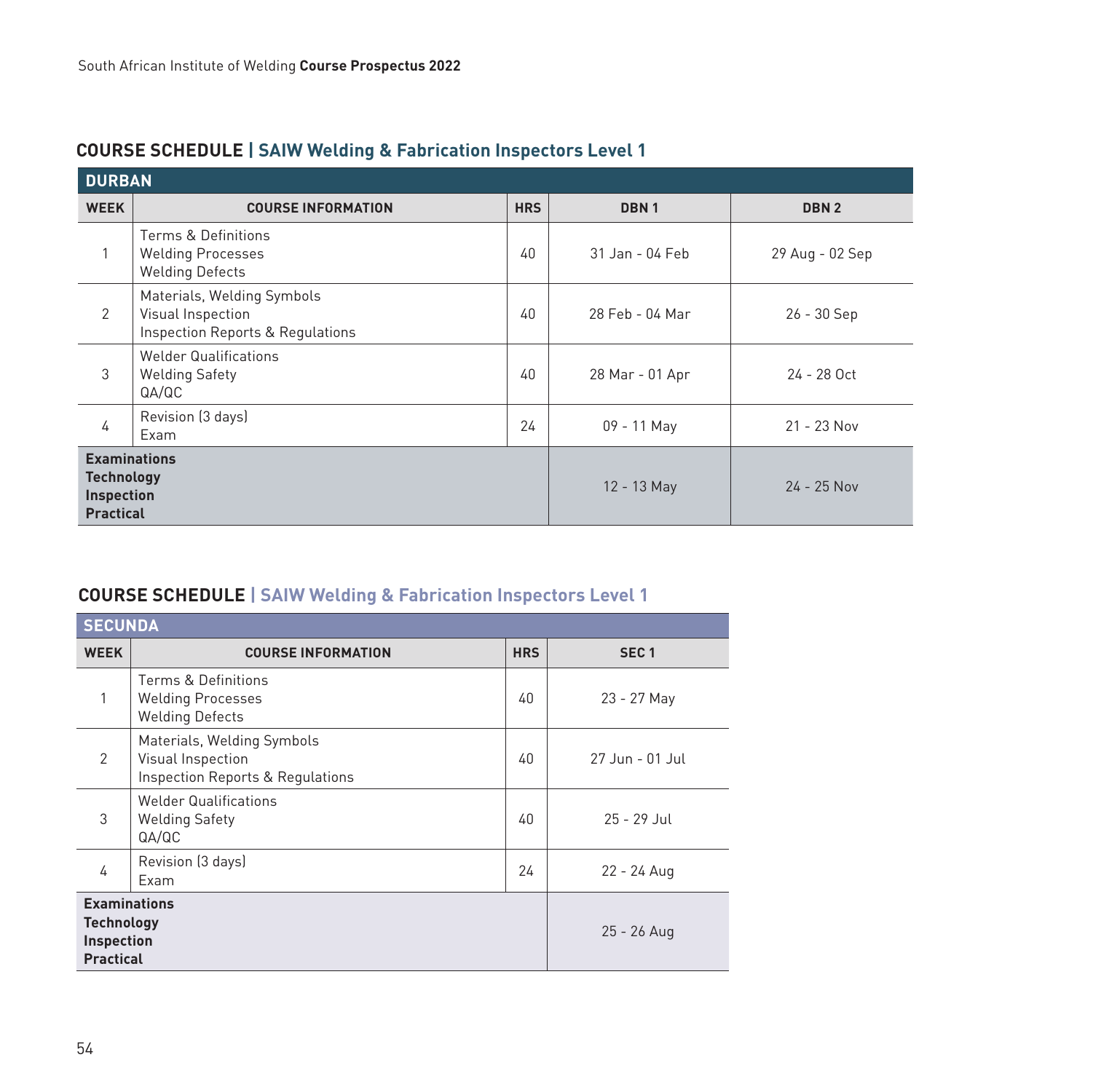## COURSE SCHEDULE | SAIW Welding & Fabrication Inspectors Level 1

**DURBAN**

| WEEK | COURSE INFORMATION | HRS | DBN 1 | DBN 2 |
|---|---|---|---|---|
| 1 | Terms & Definitions<br>Welding Processes<br>Welding Defects | 40 | 31 Jan - 04 Feb | 29 Aug - 02 Sep |
| 2 | Materials, Welding Symbols<br>Visual Inspection<br>Inspection Reports & Regulations | 40 | 28 Feb - 04 Mar | 26 - 30 Sep |
| 3 | Welder Qualifications<br>Welding Safety<br>QA/QC | 40 | 28 Mar - 01 Apr | 24 - 28 Oct |
| 4 | Revision (3 days)<br>Exam | 24 | 09 - 11 May | 21 - 23 Nov |
| **Examinations**<br>**Technology**<br>**Inspection**<br>**Practical** | | | 12 - 13 May | 24 - 25 Nov |

## COURSE SCHEDULE | SAIW Welding & Fabrication Inspectors Level 1

**SECUNDA**

| WEEK | COURSE INFORMATION | HRS | SEC 1 |
|---|---|---|---|
| 1 | Terms & Definitions<br>Welding Processes<br>Welding Defects | 40 | 23 - 27 May |
| 2 | Materials, Welding Symbols<br>Visual Inspection<br>Inspection Reports & Regulations | 40 | 27 Jun - 01 Jul |
| 3 | Welder Qualifications<br>Welding Safety<br>QA/QC | 40 | 25 - 29 Jul |
| 4 | Revision (3 days)<br>Exam | 24 | 22 - 24 Aug |
| **Examinations**<br>**Technology**<br>**Inspection**<br>**Practical** | | | 25 - 26 Aug |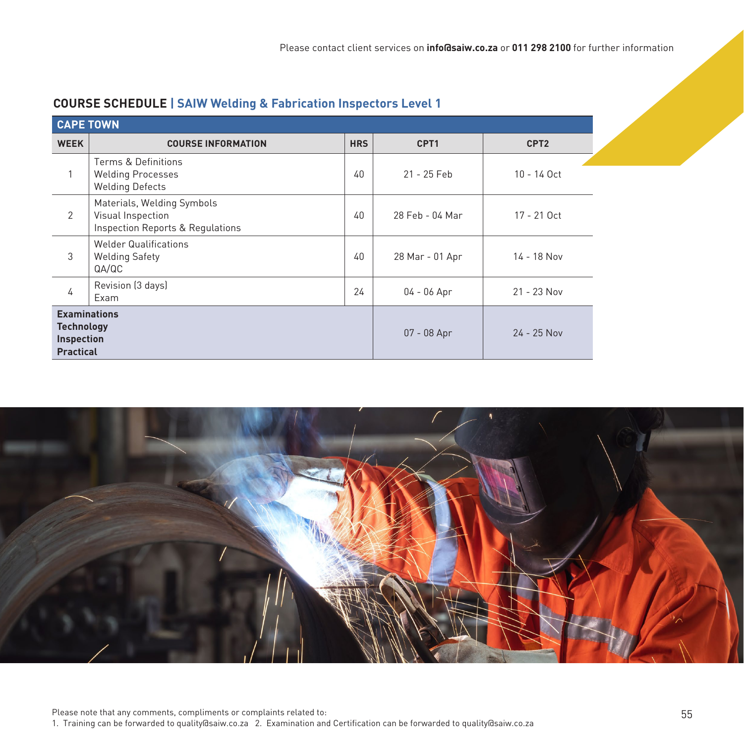Please contact client services on **info@saiw.co.za** or **011 298 2100** for further information

## COURSE SCHEDULE | SAIW Welding & Fabrication Inspectors Level 1

**CAPE TOWN**

| WEEK | COURSE INFORMATION | HRS | CPT1 | CPT2 |
|---|---|---|---|---|
| 1 | Terms & Definitions<br>Welding Processes<br>Welding Defects | 40 | 21 - 25 Feb | 10 - 14 Oct |
| 2 | Materials, Welding Symbols<br>Visual Inspection<br>Inspection Reports & Regulations | 40 | 28 Feb - 04 Mar | 17 - 21 Oct |
| 3 | Welder Qualifications<br>Welding Safety<br>QA/QC | 40 | 28 Mar - 01 Apr | 14 - 18 Nov |
| 4 | Revision (3 days)<br>Exam | 24 | 04 - 06 Apr | 21 - 23 Nov |
| **Examinations**<br>**Technology**<br>**Inspection**<br>**Practical** | | | 07 - 08 Apr | 24 - 25 Nov |

Please note that any comments, compliments or complaints related to:
1. Training can be forwarded to quality@saiw.co.za 2. Examination and Certification can be forwarded to quality@saiw.co.za